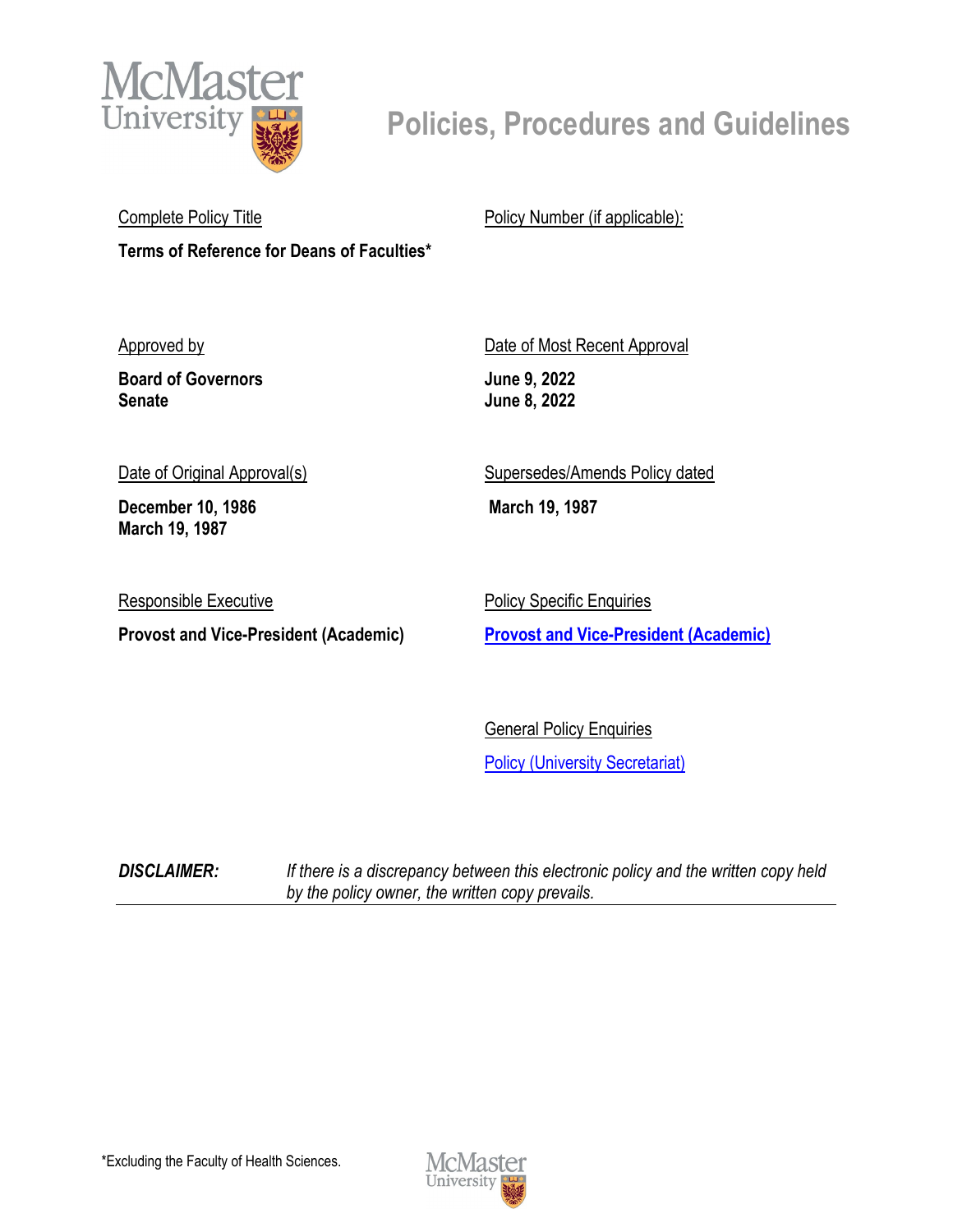# Policies, Procedures and Guidelines

Complete Policy Title

**Terms of Reference for Deans of Faculties***

Policy Number (if applicable):

Approved by

**Board of Governors**
**Senate**

Date of Most Recent Approval

**June 9, 2022**
**June 8, 2022**

Date of Original Approval(s)

**December 10, 1986**
**March 19, 1987**

Supersedes/Amends Policy dated

**March 19, 1987**

Responsible Executive

**Provost and Vice-President (Academic)**

Policy Specific Enquiries

**Provost and Vice-President (Academic)**

General Policy Enquiries

Policy (University Secretariat)

***DISCLAIMER:*** *If there is a discrepancy between this electronic policy and the written copy held by the policy owner, the written copy prevails.*

*Excluding the Faculty of Health Sciences.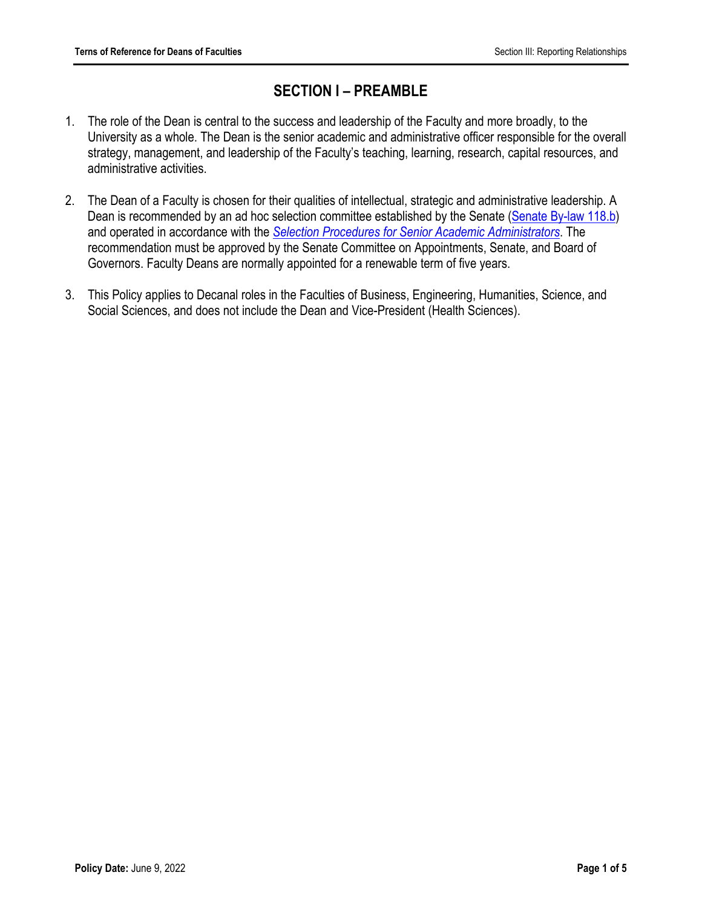# SECTION I – PREAMBLE

1. The role of the Dean is central to the success and leadership of the Faculty and more broadly, to the University as a whole. The Dean is the senior academic and administrative officer responsible for the overall strategy, management, and leadership of the Faculty's teaching, learning, research, capital resources, and administrative activities.

2. The Dean of a Faculty is chosen for their qualities of intellectual, strategic and administrative leadership. A Dean is recommended by an ad hoc selection committee established by the Senate (Senate By-law 118.b) and operated in accordance with the *Selection Procedures for Senior Academic Administrators*. The recommendation must be approved by the Senate Committee on Appointments, Senate, and Board of Governors. Faculty Deans are normally appointed for a renewable term of five years.

3. This Policy applies to Decanal roles in the Faculties of Business, Engineering, Humanities, Science, and Social Sciences, and does not include the Dean and Vice-President (Health Sciences).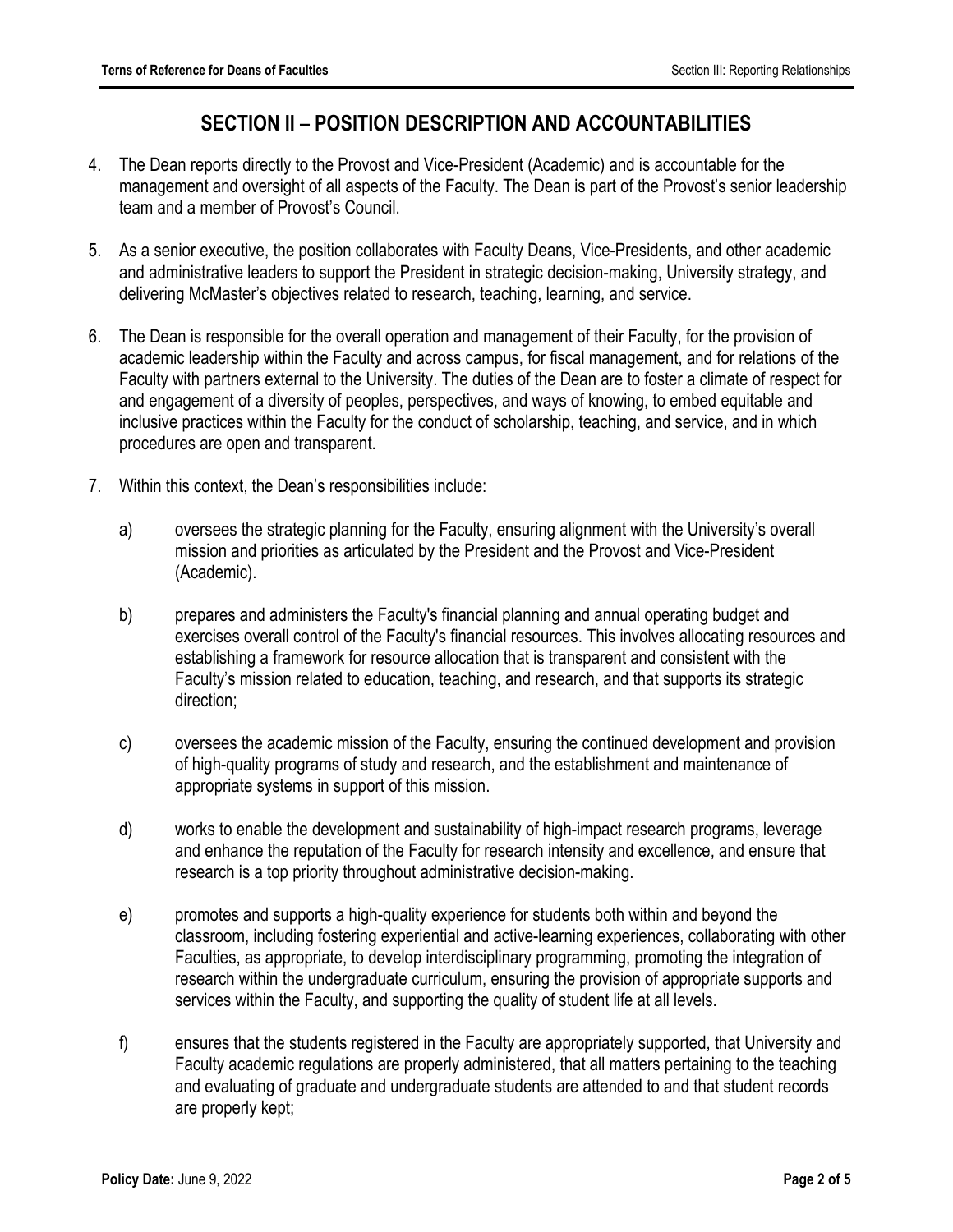## SECTION II – POSITION DESCRIPTION AND ACCOUNTABILITIES

4. The Dean reports directly to the Provost and Vice-President (Academic) and is accountable for the management and oversight of all aspects of the Faculty. The Dean is part of the Provost's senior leadership team and a member of Provost's Council.

5. As a senior executive, the position collaborates with Faculty Deans, Vice-Presidents, and other academic and administrative leaders to support the President in strategic decision-making, University strategy, and delivering McMaster's objectives related to research, teaching, learning, and service.

6. The Dean is responsible for the overall operation and management of their Faculty, for the provision of academic leadership within the Faculty and across campus, for fiscal management, and for relations of the Faculty with partners external to the University. The duties of the Dean are to foster a climate of respect for and engagement of a diversity of peoples, perspectives, and ways of knowing, to embed equitable and inclusive practices within the Faculty for the conduct of scholarship, teaching, and service, and in which procedures are open and transparent.

7. Within this context, the Dean's responsibilities include:

   a) oversees the strategic planning for the Faculty, ensuring alignment with the University's overall mission and priorities as articulated by the President and the Provost and Vice-President (Academic).

   b) prepares and administers the Faculty's financial planning and annual operating budget and exercises overall control of the Faculty's financial resources. This involves allocating resources and establishing a framework for resource allocation that is transparent and consistent with the Faculty's mission related to education, teaching, and research, and that supports its strategic direction;

   c) oversees the academic mission of the Faculty, ensuring the continued development and provision of high-quality programs of study and research, and the establishment and maintenance of appropriate systems in support of this mission.

   d) works to enable the development and sustainability of high-impact research programs, leverage and enhance the reputation of the Faculty for research intensity and excellence, and ensure that research is a top priority throughout administrative decision-making.

   e) promotes and supports a high-quality experience for students both within and beyond the classroom, including fostering experiential and active-learning experiences, collaborating with other Faculties, as appropriate, to develop interdisciplinary programming, promoting the integration of research within the undergraduate curriculum, ensuring the provision of appropriate supports and services within the Faculty, and supporting the quality of student life at all levels.

   f) ensures that the students registered in the Faculty are appropriately supported, that University and Faculty academic regulations are properly administered, that all matters pertaining to the teaching and evaluating of graduate and undergraduate students are attended to and that student records are properly kept;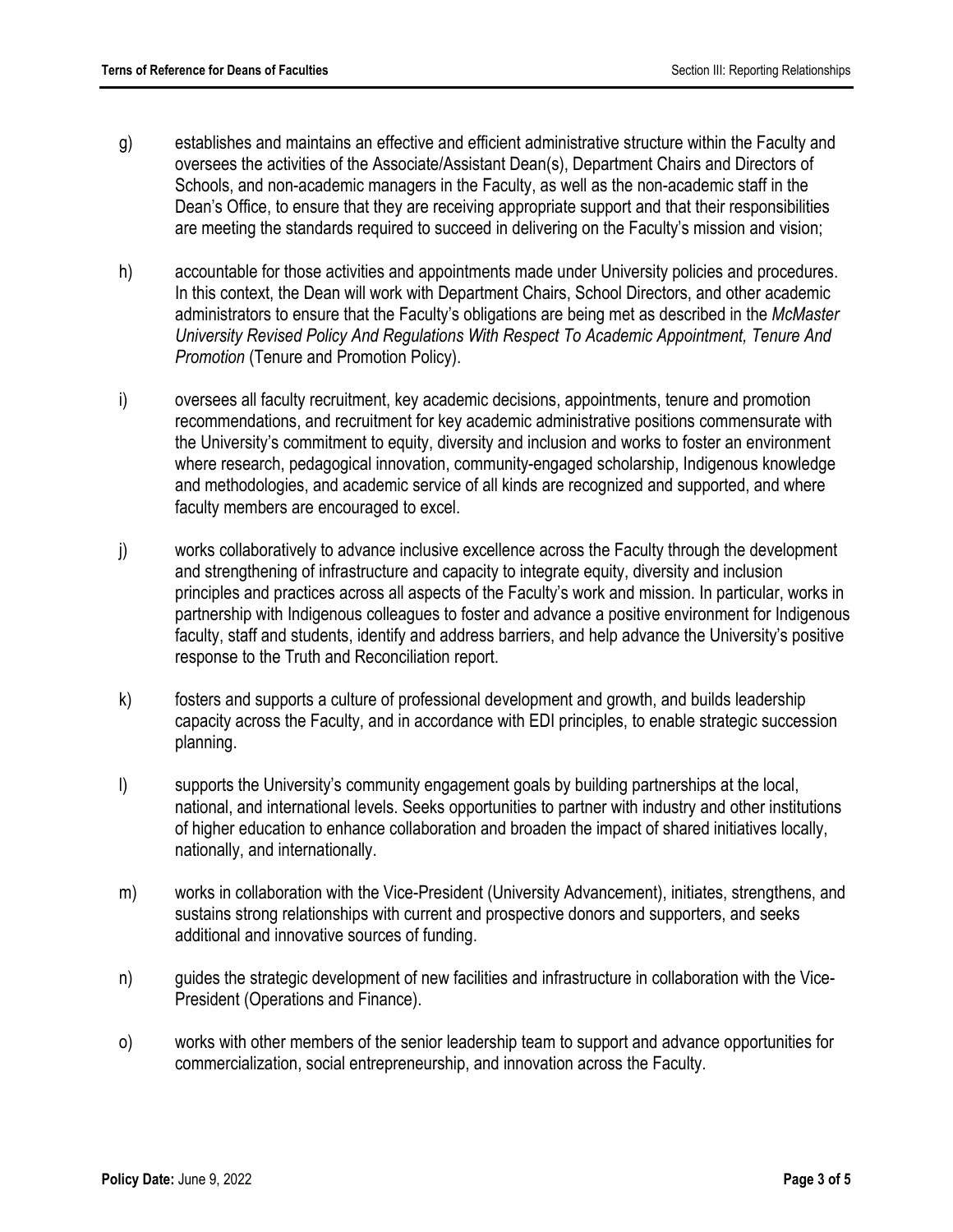g) establishes and maintains an effective and efficient administrative structure within the Faculty and oversees the activities of the Associate/Assistant Dean(s), Department Chairs and Directors of Schools, and non-academic managers in the Faculty, as well as the non-academic staff in the Dean's Office, to ensure that they are receiving appropriate support and that their responsibilities are meeting the standards required to succeed in delivering on the Faculty's mission and vision;

h) accountable for those activities and appointments made under University policies and procedures. In this context, the Dean will work with Department Chairs, School Directors, and other academic administrators to ensure that the Faculty's obligations are being met as described in the *McMaster University Revised Policy And Regulations With Respect To Academic Appointment, Tenure And Promotion* (Tenure and Promotion Policy).

i) oversees all faculty recruitment, key academic decisions, appointments, tenure and promotion recommendations, and recruitment for key academic administrative positions commensurate with the University's commitment to equity, diversity and inclusion and works to foster an environment where research, pedagogical innovation, community-engaged scholarship, Indigenous knowledge and methodologies, and academic service of all kinds are recognized and supported, and where faculty members are encouraged to excel.

j) works collaboratively to advance inclusive excellence across the Faculty through the development and strengthening of infrastructure and capacity to integrate equity, diversity and inclusion principles and practices across all aspects of the Faculty's work and mission. In particular, works in partnership with Indigenous colleagues to foster and advance a positive environment for Indigenous faculty, staff and students, identify and address barriers, and help advance the University's positive response to the Truth and Reconciliation report.

k) fosters and supports a culture of professional development and growth, and builds leadership capacity across the Faculty, and in accordance with EDI principles, to enable strategic succession planning.

l) supports the University's community engagement goals by building partnerships at the local, national, and international levels. Seeks opportunities to partner with industry and other institutions of higher education to enhance collaboration and broaden the impact of shared initiatives locally, nationally, and internationally.

m) works in collaboration with the Vice-President (University Advancement), initiates, strengthens, and sustains strong relationships with current and prospective donors and supporters, and seeks additional and innovative sources of funding.

n) guides the strategic development of new facilities and infrastructure in collaboration with the Vice-President (Operations and Finance).

o) works with other members of the senior leadership team to support and advance opportunities for commercialization, social entrepreneurship, and innovation across the Faculty.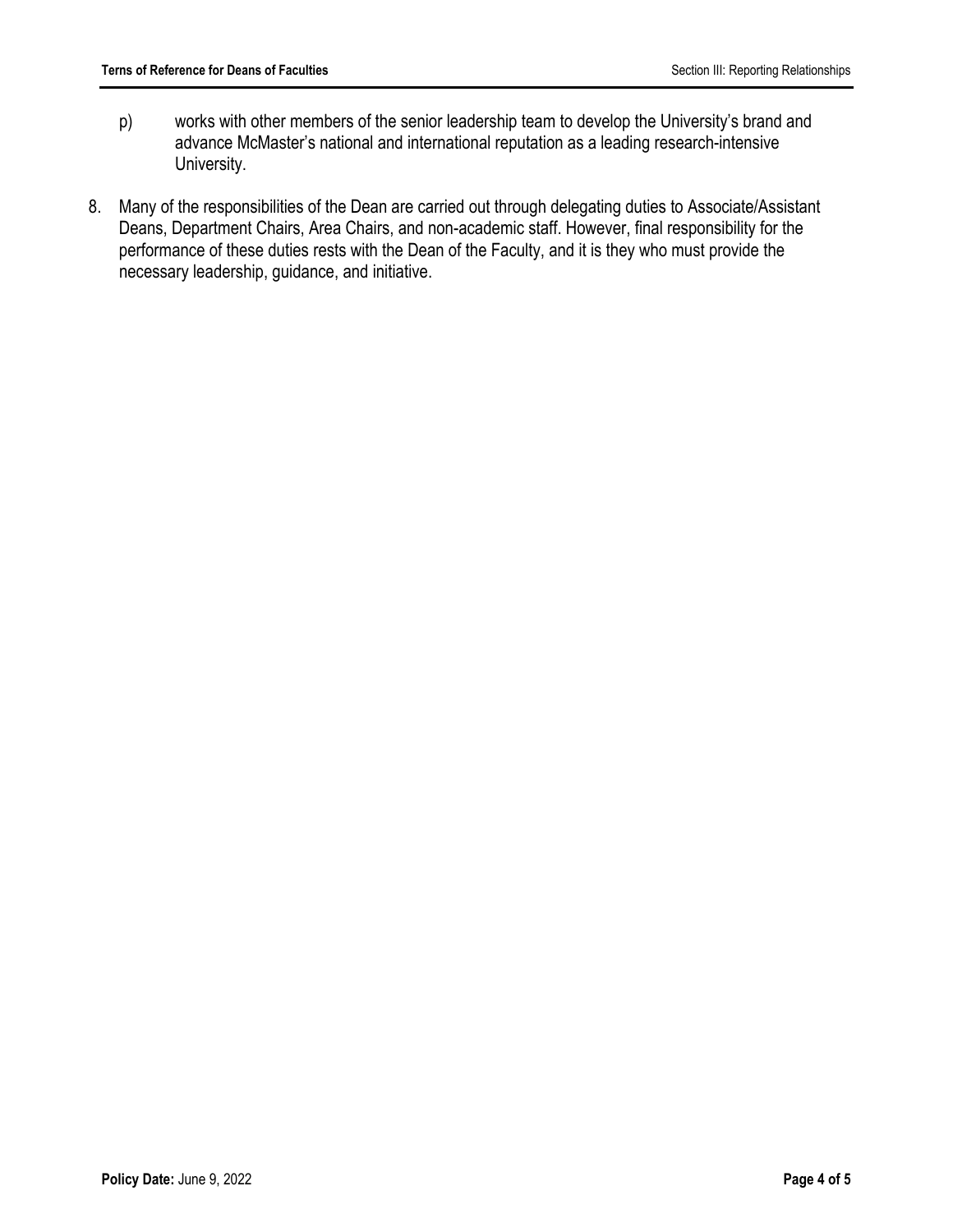p) works with other members of the senior leadership team to develop the University's brand and advance McMaster's national and international reputation as a leading research-intensive University.

8. Many of the responsibilities of the Dean are carried out through delegating duties to Associate/Assistant Deans, Department Chairs, Area Chairs, and non-academic staff. However, final responsibility for the performance of these duties rests with the Dean of the Faculty, and it is they who must provide the necessary leadership, guidance, and initiative.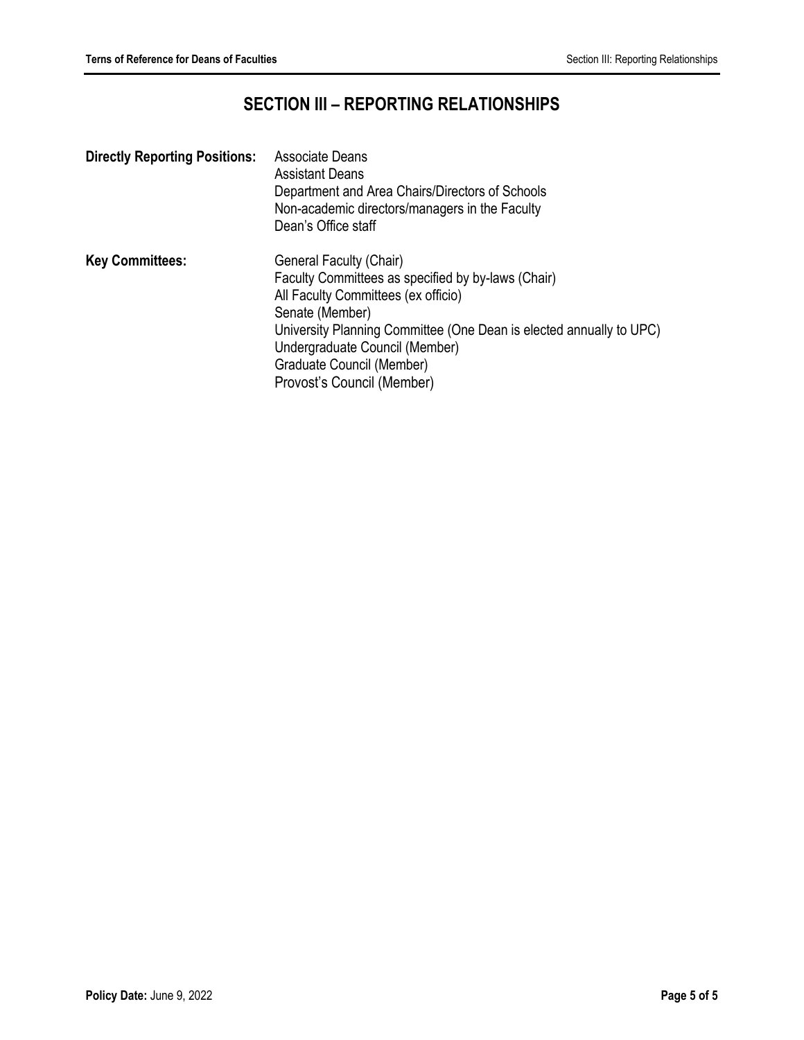## SECTION III – REPORTING RELATIONSHIPS

**Directly Reporting Positions:**

Associate Deans
Assistant Deans
Department and Area Chairs/Directors of Schools
Non-academic directors/managers in the Faculty
Dean's Office staff

**Key Committees:**

General Faculty (Chair)
Faculty Committees as specified by by-laws (Chair)
All Faculty Committees (ex officio)
Senate (Member)
University Planning Committee (One Dean is elected annually to UPC)
Undergraduate Council (Member)
Graduate Council (Member)
Provost's Council (Member)

**Policy Date:** June 9, 2022